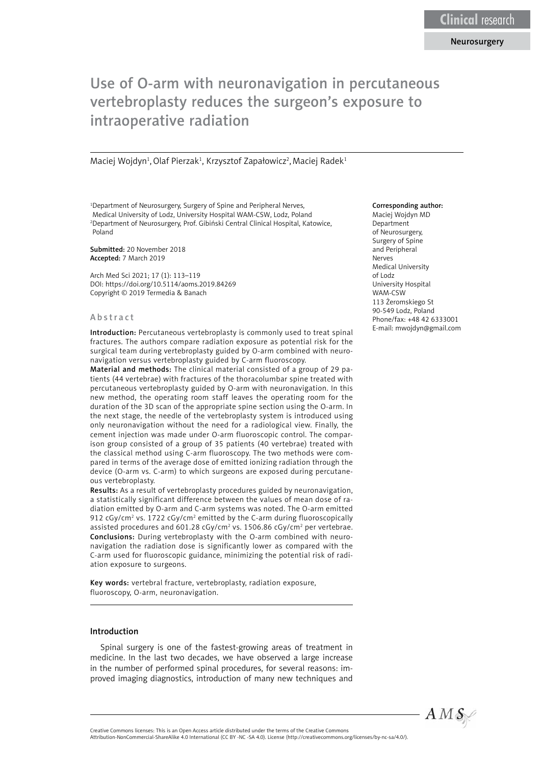Clinical research

Neurosurgery

# Use of O-arm with neuronavigation in percutaneous vertebroplasty reduces the surgeon's exposure to intraoperative radiation

Maciej Wojdyn[1], Olaf Pierzak[1], Krzysztof Zapałowicz[2], Maciej Radek[1]

[1]Department of Neurosurgery, Surgery of Spine and Peripheral Nerves, Medical University of Lodz, University Hospital WAM-CSW, Lodz, Poland
[2]Department of Neurosurgery, Prof. Gibiński Central Clinical Hospital, Katowice, Poland

**Submitted:** 20 November 2018
**Accepted:** 7 March 2019

Arch Med Sci 2021; 17 (1): 113–119
DOI: https://doi.org/10.5114/aoms.2019.84269
Copyright © 2019 Termedia & Banach

**Corresponding author:**
Maciej Wojdyn MD
Department of Neurosurgery, Surgery of Spine and Peripheral Nerves
Medical University of Lodz
University Hospital WAM-CSW
113 Żeromskiego St
90-549 Lodz, Poland
Phone/fax: +48 42 6333001
E-mail: mwojdyn@gmail.com

## Abstract

**Introduction:** Percutaneous vertebroplasty is commonly used to treat spinal fractures. The authors compare radiation exposure as potential risk for the surgical team during vertebroplasty guided by O-arm combined with neuronavigation versus vertebroplasty guided by C-arm fluoroscopy.

**Material and methods:** The clinical material consisted of a group of 29 patients (44 vertebrae) with fractures of the thoracolumbar spine treated with percutaneous vertebroplasty guided by O-arm with neuronavigation. In this new method, the operating room staff leaves the operating room for the duration of the 3D scan of the appropriate spine section using the O-arm. In the next stage, the needle of the vertebroplasty system is introduced using only neuronavigation without the need for a radiological view. Finally, the cement injection was made under O-arm fluoroscopic control. The comparison group consisted of a group of 35 patients (40 vertebrae) treated with the classical method using C-arm fluoroscopy. The two methods were compared in terms of the average dose of emitted ionizing radiation through the device (O-arm vs. C-arm) to which surgeons are exposed during percutaneous vertebroplasty.

**Results:** As a result of vertebroplasty procedures guided by neuronavigation, a statistically significant difference between the values of mean dose of radiation emitted by O-arm and C-arm systems was noted. The O-arm emitted 912 cGy/cm$^2$ vs. 1722 cGy/cm$^2$ emitted by the C-arm during fluoroscopically assisted procedures and 601.28 cGy/cm$^2$ vs. 1506.86 cGy/cm$^2$ per vertebrae.

**Conclusions:** During vertebroplasty with the O-arm combined with neuronavigation the radiation dose is significantly lower as compared with the C-arm used for fluoroscopic guidance, minimizing the potential risk of radiation exposure to surgeons.

**Key words:** vertebral fracture, vertebroplasty, radiation exposure, fluoroscopy, O-arm, neuronavigation.

## Introduction

Spinal surgery is one of the fastest-growing areas of treatment in medicine. In the last two decades, we have observed a large increase in the number of performed spinal procedures, for several reasons: improved imaging diagnostics, introduction of many new techniques and

Creative Commons licenses: This is an Open Access article distributed under the terms of the Creative Commons Attribution-NonCommercial-ShareAlike 4.0 International (CC BY -NC -SA 4.0). License (http://creativecommons.org/licenses/by-nc-sa/4.0/).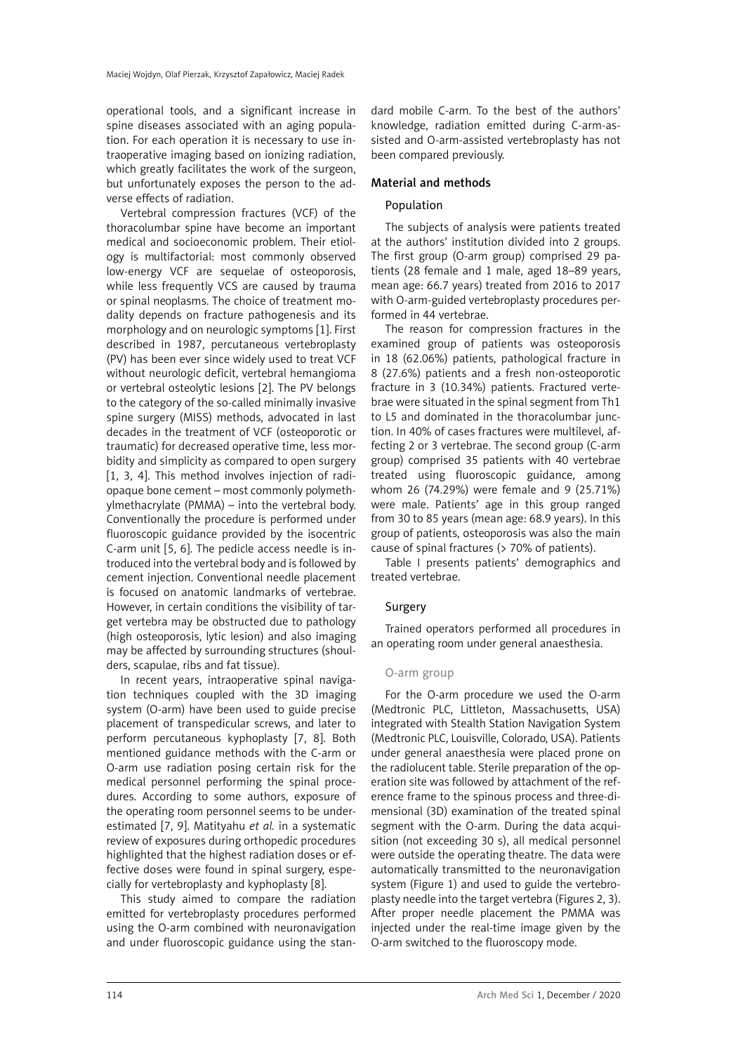operational tools, and a significant increase in spine diseases associated with an aging population. For each operation it is necessary to use intraoperative imaging based on ionizing radiation, which greatly facilitates the work of the surgeon, but unfortunately exposes the person to the adverse effects of radiation.

Vertebral compression fractures (VCF) of the thoracolumbar spine have become an important medical and socioeconomic problem. Their etiology is multifactorial: most commonly observed low-energy VCF are sequelae of osteoporosis, while less frequently VCS are caused by trauma or spinal neoplasms. The choice of treatment modality depends on fracture pathogenesis and its morphology and on neurologic symptoms [1]. First described in 1987, percutaneous vertebroplasty (PV) has been ever since widely used to treat VCF without neurologic deficit, vertebral hemangioma or vertebral osteolytic lesions [2]. The PV belongs to the category of the so-called minimally invasive spine surgery (MISS) methods, advocated in last decades in the treatment of VCF (osteoporotic or traumatic) for decreased operative time, less morbidity and simplicity as compared to open surgery [1, 3, 4]. This method involves injection of radiopaque bone cement – most commonly polymethylmethacrylate (PMMA) – into the vertebral body. Conventionally the procedure is performed under fluoroscopic guidance provided by the isocentric C-arm unit [5, 6]. The pedicle access needle is introduced into the vertebral body and is followed by cement injection. Conventional needle placement is focused on anatomic landmarks of vertebrae. However, in certain conditions the visibility of target vertebra may be obstructed due to pathology (high osteoporosis, lytic lesion) and also imaging may be affected by surrounding structures (shoulders, scapulae, ribs and fat tissue).

In recent years, intraoperative spinal navigation techniques coupled with the 3D imaging system (O-arm) have been used to guide precise placement of transpedicular screws, and later to perform percutaneous kyphoplasty [7, 8]. Both mentioned guidance methods with the C-arm or O-arm use radiation posing certain risk for the medical personnel performing the spinal procedures. According to some authors, exposure of the operating room personnel seems to be underestimated [7, 9]. Matityahu *et al.* in a systematic review of exposures during orthopedic procedures highlighted that the highest radiation doses or effective doses were found in spinal surgery, especially for vertebroplasty and kyphoplasty [8].

This study aimed to compare the radiation emitted for vertebroplasty procedures performed using the O-arm combined with neuronavigation and under fluoroscopic guidance using the standard mobile C-arm. To the best of the authors' knowledge, radiation emitted during C-arm-assisted and O-arm-assisted vertebroplasty has not been compared previously.

## Material and methods

### Population

The subjects of analysis were patients treated at the authors' institution divided into 2 groups. The first group (O-arm group) comprised 29 patients (28 female and 1 male, aged 18–89 years, mean age: 66.7 years) treated from 2016 to 2017 with O-arm-guided vertebroplasty procedures performed in 44 vertebrae.

The reason for compression fractures in the examined group of patients was osteoporosis in 18 (62.06%) patients, pathological fracture in 8 (27.6%) patients and a fresh non-osteoporotic fracture in 3 (10.34%) patients. Fractured vertebrae were situated in the spinal segment from Th1 to L5 and dominated in the thoracolumbar junction. In 40% of cases fractures were multilevel, affecting 2 or 3 vertebrae. The second group (C-arm group) comprised 35 patients with 40 vertebrae treated using fluoroscopic guidance, among whom 26 (74.29%) were female and 9 (25.71%) were male. Patients' age in this group ranged from 30 to 85 years (mean age: 68.9 years). In this group of patients, osteoporosis was also the main cause of spinal fractures (> 70% of patients).

Table I presents patients' demographics and treated vertebrae.

### Surgery

Trained operators performed all procedures in an operating room under general anaesthesia.

#### O-arm group

For the O-arm procedure we used the O-arm (Medtronic PLC, Littleton, Massachusetts, USA) integrated with Stealth Station Navigation System (Medtronic PLC, Louisville, Colorado, USA). Patients under general anaesthesia were placed prone on the radiolucent table. Sterile preparation of the operation site was followed by attachment of the reference frame to the spinous process and three-dimensional (3D) examination of the treated spinal segment with the O-arm. During the data acquisition (not exceeding 30 s), all medical personnel were outside the operating theatre. The data were automatically transmitted to the neuronavigation system (Figure 1) and used to guide the vertebroplasty needle into the target vertebra (Figures 2, 3). After proper needle placement the PMMA was injected under the real-time image given by the O-arm switched to the fluoroscopy mode.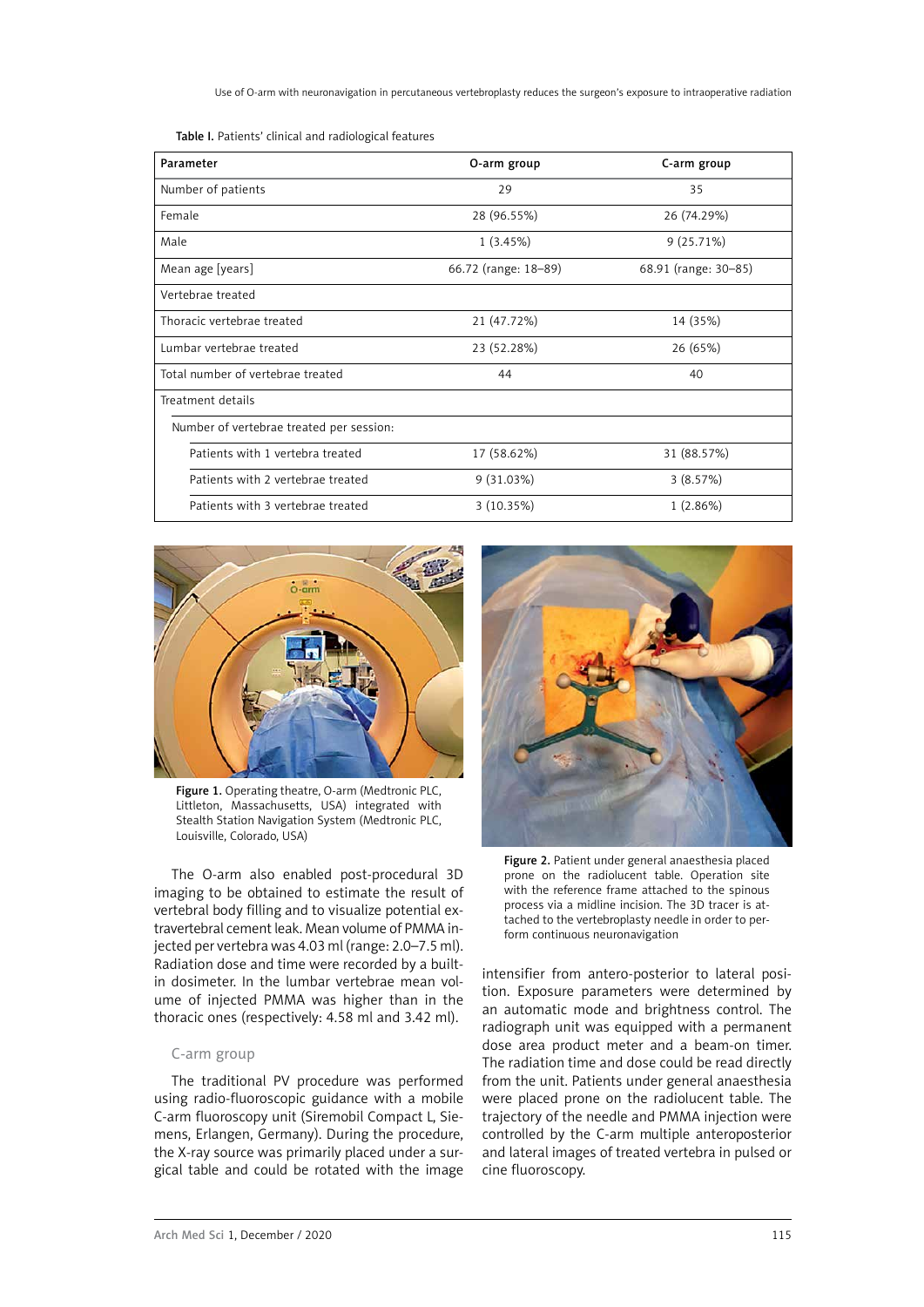Table I. Patients' clinical and radiological features

| Parameter | O-arm group | C-arm group |
|---|---|---|
| Number of patients | 29 | 35 |
| Female | 28 (96.55%) | 26 (74.29%) |
| Male | 1 (3.45%) | 9 (25.71%) |
| Mean age [years] | 66.72 (range: 18–89) | 68.91 (range: 30–85) |
| Vertebrae treated | | |
| Thoracic vertebrae treated | 21 (47.72%) | 14 (35%) |
| Lumbar vertebrae treated | 23 (52.28%) | 26 (65%) |
| Total number of vertebrae treated | 44 | 40 |
| Treatment details | | |
| Number of vertebrae treated per session: | | |
| Patients with 1 vertebra treated | 17 (58.62%) | 31 (88.57%) |
| Patients with 2 vertebrae treated | 9 (31.03%) | 3 (8.57%) |
| Patients with 3 vertebrae treated | 3 (10.35%) | 1 (2.86%) |

Figure 1. Operating theatre, O-arm (Medtronic PLC, Littleton, Massachusetts, USA) integrated with Stealth Station Navigation System (Medtronic PLC, Louisville, Colorado, USA)

Figure 2. Patient under general anaesthesia placed prone on the radiolucent table. Operation site with the reference frame attached to the spinous process via a midline incision. The 3D tracer is attached to the vertebroplasty needle in order to perform continuous neuronavigation

The O-arm also enabled post-procedural 3D imaging to be obtained to estimate the result of vertebral body filling and to visualize potential extravertebral cement leak. Mean volume of PMMA injected per vertebra was 4.03 ml (range: 2.0–7.5 ml). Radiation dose and time were recorded by a built-in dosimeter. In the lumbar vertebrae mean volume of injected PMMA was higher than in the thoracic ones (respectively: 4.58 ml and 3.42 ml).

### C-arm group

The traditional PV procedure was performed using radio-fluoroscopic guidance with a mobile C-arm fluoroscopy unit (Siremobil Compact L, Siemens, Erlangen, Germany). During the procedure, the X-ray source was primarily placed under a surgical table and could be rotated with the image intensifier from antero-posterior to lateral position. Exposure parameters were determined by an automatic mode and brightness control. The radiograph unit was equipped with a permanent dose area product meter and a beam-on timer. The radiation time and dose could be read directly from the unit. Patients under general anaesthesia were placed prone on the radiolucent table. The trajectory of the needle and PMMA injection were controlled by the C-arm multiple anteroposterior and lateral images of treated vertebra in pulsed or cine fluoroscopy.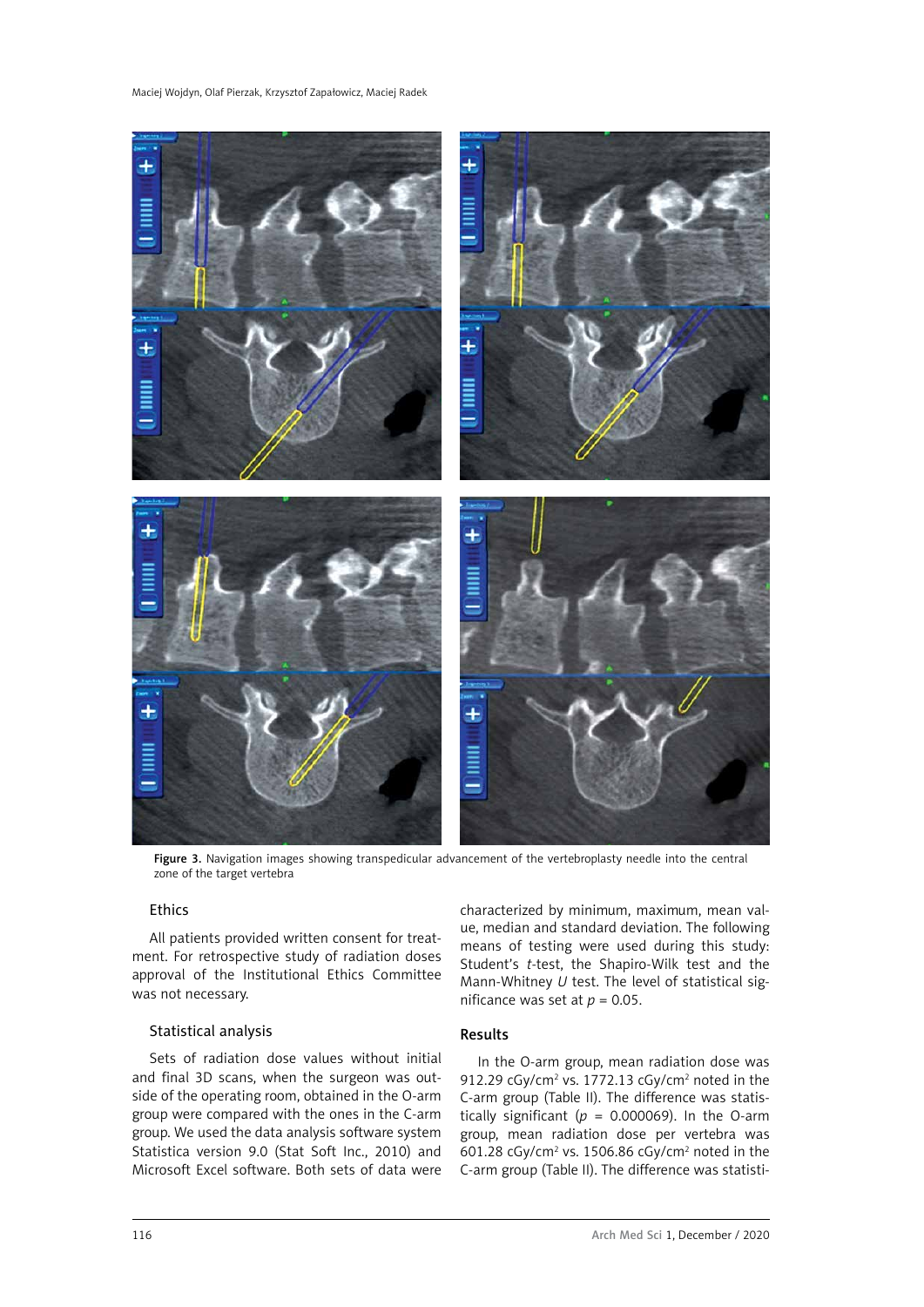Figure 3. Navigation images showing transpedicular advancement of the vertebroplasty needle into the central zone of the target vertebra

### Ethics

All patients provided written consent for treatment. For retrospective study of radiation doses approval of the Institutional Ethics Committee was not necessary.

### Statistical analysis

Sets of radiation dose values without initial and final 3D scans, when the surgeon was outside of the operating room, obtained in the O-arm group were compared with the ones in the C-arm group. We used the data analysis software system Statistica version 9.0 (Stat Soft Inc., 2010) and Microsoft Excel software. Both sets of data were characterized by minimum, maximum, mean value, median and standard deviation. The following means of testing were used during this study: Student's *t*-test, the Shapiro-Wilk test and the Mann-Whitney *U* test. The level of statistical significance was set at $p = 0.05$.

## Results

In the O-arm group, mean radiation dose was 912.29 cGy/cm$^2$ vs. 1772.13 cGy/cm$^2$ noted in the C-arm group (Table II). The difference was statistically significant ($p = 0.000069$). In the O-arm group, mean radiation dose per vertebra was 601.28 cGy/cm$^2$ vs. 1506.86 cGy/cm$^2$ noted in the C-arm group (Table II). The difference was statisti-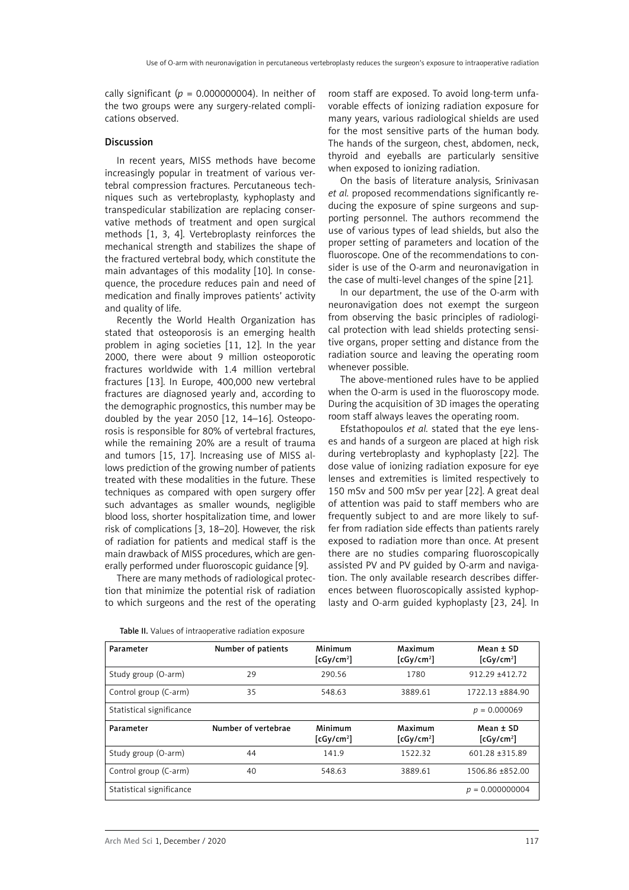cally significant ($p$ = 0.000000004). In neither of the two groups were any surgery-related complications observed.

## Discussion

In recent years, MISS methods have become increasingly popular in treatment of various vertebral compression fractures. Percutaneous techniques such as vertebroplasty, kyphoplasty and transpedicular stabilization are replacing conservative methods of treatment and open surgical methods [1, 3, 4]. Vertebroplasty reinforces the mechanical strength and stabilizes the shape of the fractured vertebral body, which constitute the main advantages of this modality [10]. In consequence, the procedure reduces pain and need of medication and finally improves patients' activity and quality of life.

Recently the World Health Organization has stated that osteoporosis is an emerging health problem in aging societies [11, 12]. In the year 2000, there were about 9 million osteoporotic fractures worldwide with 1.4 million vertebral fractures [13]. In Europe, 400,000 new vertebral fractures are diagnosed yearly and, according to the demographic prognostics, this number may be doubled by the year 2050 [12, 14–16]. Osteoporosis is responsible for 80% of vertebral fractures, while the remaining 20% are a result of trauma and tumors [15, 17]. Increasing use of MISS allows prediction of the growing number of patients treated with these modalities in the future. These techniques as compared with open surgery offer such advantages as smaller wounds, negligible blood loss, shorter hospitalization time, and lower risk of complications [3, 18–20]. However, the risk of radiation for patients and medical staff is the main drawback of MISS procedures, which are generally performed under fluoroscopic guidance [9].

There are many methods of radiological protection that minimize the potential risk of radiation to which surgeons and the rest of the operating room staff are exposed. To avoid long-term unfavorable effects of ionizing radiation exposure for many years, various radiological shields are used for the most sensitive parts of the human body. The hands of the surgeon, chest, abdomen, neck, thyroid and eyeballs are particularly sensitive when exposed to ionizing radiation.

On the basis of literature analysis, Srinivasan *et al.* proposed recommendations significantly reducing the exposure of spine surgeons and supporting personnel. The authors recommend the use of various types of lead shields, but also the proper setting of parameters and location of the fluoroscope. One of the recommendations to consider is use of the O-arm and neuronavigation in the case of multi-level changes of the spine [21].

In our department, the use of the O-arm with neuronavigation does not exempt the surgeon from observing the basic principles of radiological protection with lead shields protecting sensitive organs, proper setting and distance from the radiation source and leaving the operating room whenever possible.

The above-mentioned rules have to be applied when the O-arm is used in the fluoroscopy mode. During the acquisition of 3D images the operating room staff always leaves the operating room.

Efstathopoulos *et al.* stated that the eye lenses and hands of a surgeon are placed at high risk during vertebroplasty and kyphoplasty [22]. The dose value of ionizing radiation exposure for eye lenses and extremities is limited respectively to 150 mSv and 500 mSv per year [22]. A great deal of attention was paid to staff members who are frequently subject to and are more likely to suffer from radiation side effects than patients rarely exposed to radiation more than once. At present there are no studies comparing fluoroscopically assisted PV and PV guided by O-arm and navigation. The only available research describes differences between fluoroscopically assisted kyphoplasty and O-arm guided kyphoplasty [23, 24]. In

**Table II.** Values of intraoperative radiation exposure

| Parameter | Number of patients | Minimum [cGy/cm$^2$] | Maximum [cGy/cm$^2$] | Mean ± SD [cGy/cm$^2$] |
|---|---|---|---|---|
| Study group (O-arm) | 29 | 290.56 | 1780 | 912.29 ±412.72 |
| Control group (C-arm) | 35 | 548.63 | 3889.61 | 1722.13 ±884.90 |
| Statistical significance | | | | $p$ = 0.000069 |
| **Parameter** | **Number of vertebrae** | **Minimum [cGy/cm$^2$]** | **Maximum [cGy/cm$^2$]** | **Mean ± SD [cGy/cm$^2$]** |
| Study group (O-arm) | 44 | 141.9 | 1522.32 | 601.28 ±315.89 |
| Control group (C-arm) | 40 | 548.63 | 3889.61 | 1506.86 ±852.00 |
| Statistical significance | | | | $p$ = 0.000000004 |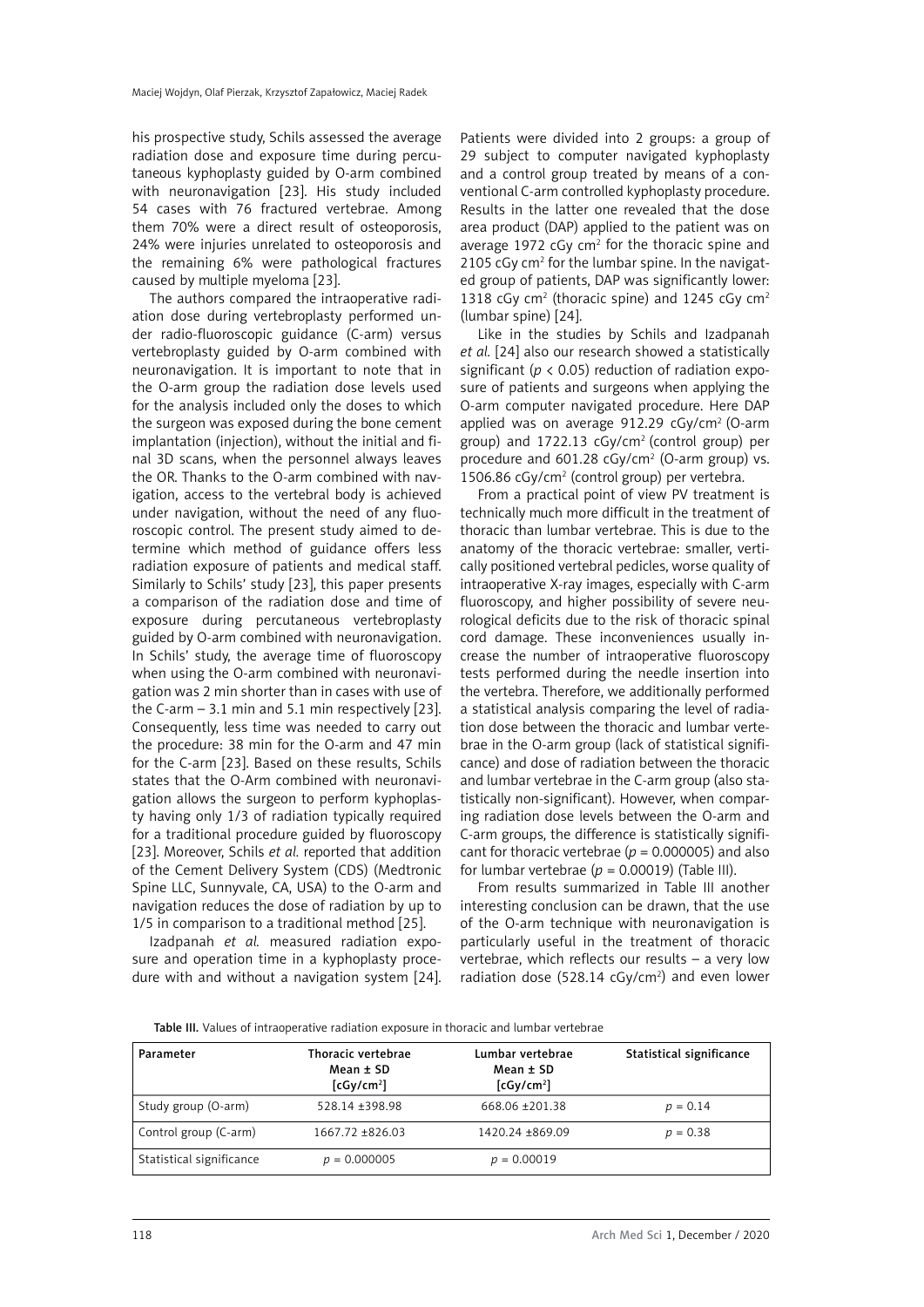his prospective study, Schils assessed the average radiation dose and exposure time during percutaneous kyphoplasty guided by O-arm combined with neuronavigation [23]. His study included 54 cases with 76 fractured vertebrae. Among them 70% were a direct result of osteoporosis, 24% were injuries unrelated to osteoporosis and the remaining 6% were pathological fractures caused by multiple myeloma [23].

The authors compared the intraoperative radiation dose during vertebroplasty performed under radio-fluoroscopic guidance (C-arm) versus vertebroplasty guided by O-arm combined with neuronavigation. It is important to note that in the O-arm group the radiation dose levels used for the analysis included only the doses to which the surgeon was exposed during the bone cement implantation (injection), without the initial and final 3D scans, when the personnel always leaves the OR. Thanks to the O-arm combined with navigation, access to the vertebral body is achieved under navigation, without the need of any fluoroscopic control. The present study aimed to determine which method of guidance offers less radiation exposure of patients and medical staff. Similarly to Schils' study [23], this paper presents a comparison of the radiation dose and time of exposure during percutaneous vertebroplasty guided by O-arm combined with neuronavigation. In Schils' study, the average time of fluoroscopy when using the O-arm combined with neuronavigation was 2 min shorter than in cases with use of the C-arm – 3.1 min and 5.1 min respectively [23]. Consequently, less time was needed to carry out the procedure: 38 min for the O-arm and 47 min for the C-arm [23]. Based on these results, Schils states that the O-Arm combined with neuronavigation allows the surgeon to perform kyphoplasty having only 1/3 of radiation typically required for a traditional procedure guided by fluoroscopy [23]. Moreover, Schils *et al.* reported that addition of the Cement Delivery System (CDS) (Medtronic Spine LLC, Sunnyvale, CA, USA) to the O-arm and navigation reduces the dose of radiation by up to 1/5 in comparison to a traditional method [25].

Izadpanah *et al.* measured radiation exposure and operation time in a kyphoplasty procedure with and without a navigation system [24]. Patients were divided into 2 groups: a group of 29 subject to computer navigated kyphoplasty and a control group treated by means of a conventional C-arm controlled kyphoplasty procedure. Results in the latter one revealed that the dose area product (DAP) applied to the patient was on average 1972 cGy cm$^2$ for the thoracic spine and 2105 cGy cm$^2$ for the lumbar spine. In the navigated group of patients, DAP was significantly lower: 1318 cGy cm$^2$ (thoracic spine) and 1245 cGy cm$^2$ (lumbar spine) [24].

Like in the studies by Schils and Izadpanah *et al.* [24] also our research showed a statistically significant ($p < 0.05$) reduction of radiation exposure of patients and surgeons when applying the O-arm computer navigated procedure. Here DAP applied was on average 912.29 cGy/cm$^2$ (O-arm group) and 1722.13 cGy/cm$^2$ (control group) per procedure and 601.28 cGy/cm$^2$ (O-arm group) vs. 1506.86 cGy/cm$^2$ (control group) per vertebra.

From a practical point of view PV treatment is technically much more difficult in the treatment of thoracic than lumbar vertebrae. This is due to the anatomy of the thoracic vertebrae: smaller, vertically positioned vertebral pedicles, worse quality of intraoperative X-ray images, especially with C-arm fluoroscopy, and higher possibility of severe neurological deficits due to the risk of thoracic spinal cord damage. These inconveniences usually increase the number of intraoperative fluoroscopy tests performed during the needle insertion into the vertebra. Therefore, we additionally performed a statistical analysis comparing the level of radiation dose between the thoracic and lumbar vertebrae in the O-arm group (lack of statistical significance) and dose of radiation between the thoracic and lumbar vertebrae in the C-arm group (also statistically non-significant). However, when comparing radiation dose levels between the O-arm and C-arm groups, the difference is statistically significant for thoracic vertebrae ($p = 0.000005$) and also for lumbar vertebrae ($p = 0.00019$) (Table III).

From results summarized in Table III another interesting conclusion can be drawn, that the use of the O-arm technique with neuronavigation is particularly useful in the treatment of thoracic vertebrae, which reflects our results – a very low radiation dose (528.14 cGy/cm$^2$) and even lower

**Table III.** Values of intraoperative radiation exposure in thoracic and lumbar vertebrae

| Parameter | Thoracic vertebrae Mean ± SD [cGy/cm$^2$] | Lumbar vertebrae Mean ± SD [cGy/cm$^2$] | Statistical significance |
|---|---|---|---|
| Study group (O-arm) | 528.14 ±398.98 | 668.06 ±201.38 | $p = 0.14$ |
| Control group (C-arm) | 1667.72 ±826.03 | 1420.24 ±869.09 | $p = 0.38$ |
| Statistical significance | $p = 0.000005$ | $p = 0.00019$ | |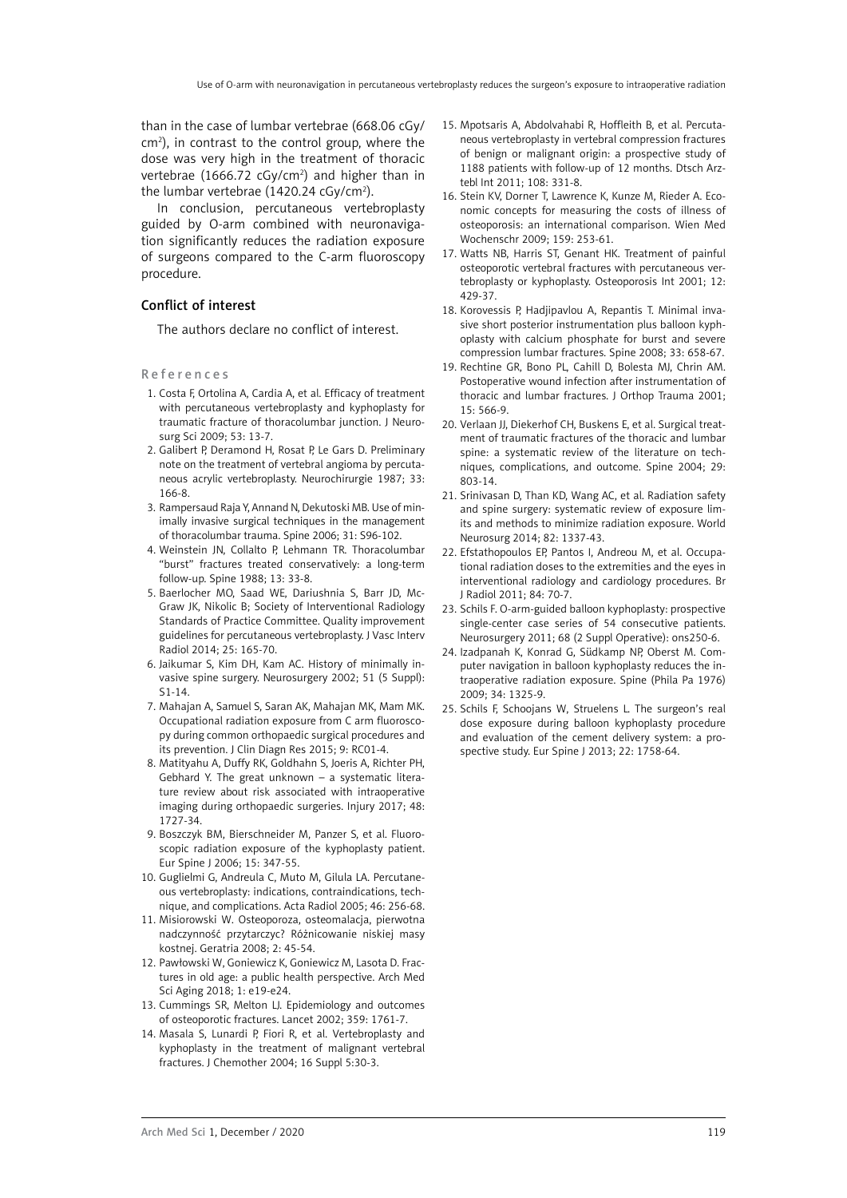than in the case of lumbar vertebrae (668.06 cGy/cm$^2$), in contrast to the control group, where the dose was very high in the treatment of thoracic vertebrae (1666.72 cGy/cm$^2$) and higher than in the lumbar vertebrae (1420.24 cGy/cm$^2$).

In conclusion, percutaneous vertebroplasty guided by O-arm combined with neuronavigation significantly reduces the radiation exposure of surgeons compared to the C-arm fluoroscopy procedure.

### Conflict of interest

The authors declare no conflict of interest.

### References

1. Costa F, Ortolina A, Cardia A, et al. Efficacy of treatment with percutaneous vertebroplasty and kyphoplasty for traumatic fracture of thoracolumbar junction. J Neurosurg Sci 2009; 53: 13-7.
2. Galibert P, Deramond H, Rosat P, Le Gars D. Preliminary note on the treatment of vertebral angioma by percutaneous acrylic vertebroplasty. Neurochirurgie 1987; 33: 166-8.
3. Rampersaud Raja Y, Annand N, Dekutoski MB. Use of minimally invasive surgical techniques in the management of thoracolumbar trauma. Spine 2006; 31: S96-102.
4. Weinstein JN, Collalto P, Lehmann TR. Thoracolumbar "burst" fractures treated conservatively: a long-term follow-up. Spine 1988; 13: 33-8.
5. Baerlocher MO, Saad WE, Dariushnia S, Barr JD, McGraw JK, Nikolic B; Society of Interventional Radiology Standards of Practice Committee. Quality improvement guidelines for percutaneous vertebroplasty. J Vasc Interv Radiol 2014; 25: 165-70.
6. Jaikumar S, Kim DH, Kam AC. History of minimally invasive spine surgery. Neurosurgery 2002; 51 (5 Suppl): S1-14.
7. Mahajan A, Samuel S, Saran AK, Mahajan MK, Mam MK. Occupational radiation exposure from C arm fluoroscopy during common orthopaedic surgical procedures and its prevention. J Clin Diagn Res 2015; 9: RC01-4.
8. Matityahu A, Duffy RK, Goldhahn S, Joeris A, Richter PH, Gebhard Y. The great unknown – a systematic literature review about risk associated with intraoperative imaging during orthopaedic surgeries. Injury 2017; 48: 1727-34.
9. Boszczyk BM, Bierschneider M, Panzer S, et al. Fluoroscopic radiation exposure of the kyphoplasty patient. Eur Spine J 2006; 15: 347-55.
10. Guglielmi G, Andreula C, Muto M, Gilula LA. Percutaneous vertebroplasty: indications, contraindications, technique, and complications. Acta Radiol 2005; 46: 256-68.
11. Misiorowski W. Osteoporoza, osteomalacja, pierwotna nadczynność przytarczyc? Różnicowanie niskiej masy kostnej. Geratria 2008; 2: 45-54.
12. Pawłowski W, Goniewicz K, Goniewicz M, Lasota D. Fractures in old age: a public health perspective. Arch Med Sci Aging 2018; 1: e19-e24.
13. Cummings SR, Melton LJ. Epidemiology and outcomes of osteoporotic fractures. Lancet 2002; 359: 1761-7.
14. Masala S, Lunardi P, Fiori R, et al. Vertebroplasty and kyphoplasty in the treatment of malignant vertebral fractures. J Chemother 2004; 16 Suppl 5:30-3.
15. Mpotsaris A, Abdolvahabi R, Hoffleith B, et al. Percutaneous vertebroplasty in vertebral compression fractures of benign or malignant origin: a prospective study of 1188 patients with follow-up of 12 months. Dtsch Arztebl Int 2011; 108: 331-8.
16. Stein KV, Dorner T, Lawrence K, Kunze M, Rieder A. Economic concepts for measuring the costs of illness of osteoporosis: an international comparison. Wien Med Wochenschr 2009; 159: 253-61.
17. Watts NB, Harris ST, Genant HK. Treatment of painful osteoporotic vertebral fractures with percutaneous vertebroplasty or kyphoplasty. Osteoporosis Int 2001; 12: 429-37.
18. Korovessis P, Hadjipavlou A, Repantis T. Minimal invasive short posterior instrumentation plus balloon kyphoplasty with calcium phosphate for burst and severe compression lumbar fractures. Spine 2008; 33: 658-67.
19. Rechtine GR, Bono PL, Cahill D, Bolesta MJ, Chrin AM. Postoperative wound infection after instrumentation of thoracic and lumbar fractures. J Orthop Trauma 2001; 15: 566-9.
20. Verlaan JJ, Diekerhof CH, Buskens E, et al. Surgical treatment of traumatic fractures of the thoracic and lumbar spine: a systematic review of the literature on techniques, complications, and outcome. Spine 2004; 29: 803-14.
21. Srinivasan D, Than KD, Wang AC, et al. Radiation safety and spine surgery: systematic review of exposure limits and methods to minimize radiation exposure. World Neurosurg 2014; 82: 1337-43.
22. Efstathopoulos EP, Pantos I, Andreou M, et al. Occupational radiation doses to the extremities and the eyes in interventional radiology and cardiology procedures. Br J Radiol 2011; 84: 70-7.
23. Schils F. O-arm-guided balloon kyphoplasty: prospective single-center case series of 54 consecutive patients. Neurosurgery 2011; 68 (2 Suppl Operative): ons250-6.
24. Izadpanah K, Konrad G, Südkamp NP, Oberst M. Computer navigation in balloon kyphoplasty reduces the intraoperative radiation exposure. Spine (Phila Pa 1976) 2009; 34: 1325-9.
25. Schils F, Schoojans W, Struelens L. The surgeon's real dose exposure during balloon kyphoplasty procedure and evaluation of the cement delivery system: a prospective study. Eur Spine J 2013; 22: 1758-64.